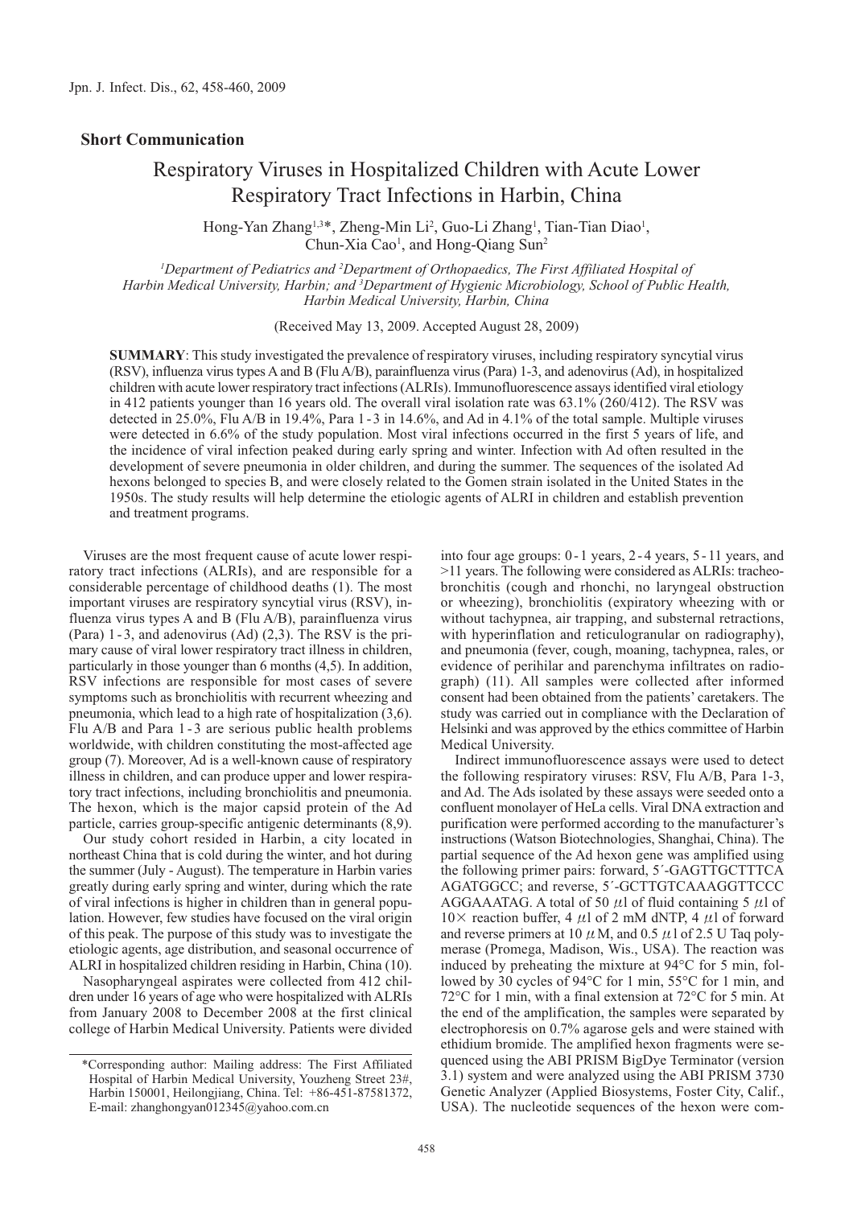**Short Communication**

# Respiratory Viruses in Hospitalized Children with Acute Lower Respiratory Tract Infections in Harbin, China

Hong-Yan Zhang[1,3]*, Zheng-Min Li[2], Guo-Li Zhang[1], Tian-Tian Diao[1], Chun-Xia Cao[1], and Hong-Qiang Sun[2]

[1]*Department of Pediatrics and* [2]*Department of Orthopaedics, The First Affiliated Hospital of Harbin Medical University, Harbin; and* [3]*Department of Hygienic Microbiology, School of Public Health, Harbin Medical University, Harbin, China*

(Received May 13, 2009. Accepted August 28, 2009)

**SUMMARY**: This study investigated the prevalence of respiratory viruses, including respiratory syncytial virus (RSV), influenza virus types A and B (Flu A/B), parainfluenza virus (Para) 1-3, and adenovirus (Ad), in hospitalized children with acute lower respiratory tract infections (ALRIs). Immunofluorescence assays identified viral etiology in 412 patients younger than 16 years old. The overall viral isolation rate was 63.1% (260/412). The RSV was detected in 25.0%, Flu A/B in 19.4%, Para 1-3 in 14.6%, and Ad in 4.1% of the total sample. Multiple viruses were detected in 6.6% of the study population. Most viral infections occurred in the first 5 years of life, and the incidence of viral infection peaked during early spring and winter. Infection with Ad often resulted in the development of severe pneumonia in older children, and during the summer. The sequences of the isolated Ad hexons belonged to species B, and were closely related to the Gomen strain isolated in the United States in the 1950s. The study results will help determine the etiologic agents of ALRI in children and establish prevention and treatment programs.

Viruses are the most frequent cause of acute lower respiratory tract infections (ALRIs), and are responsible for a considerable percentage of childhood deaths (1). The most important viruses are respiratory syncytial virus (RSV), influenza virus types A and B (Flu A/B), parainfluenza virus (Para) 1-3, and adenovirus (Ad) (2,3). The RSV is the primary cause of viral lower respiratory tract illness in children, particularly in those younger than 6 months (4,5). In addition, RSV infections are responsible for most cases of severe symptoms such as bronchiolitis with recurrent wheezing and pneumonia, which lead to a high rate of hospitalization (3,6). Flu A/B and Para 1-3 are serious public health problems worldwide, with children constituting the most-affected age group (7). Moreover, Ad is a well-known cause of respiratory illness in children, and can produce upper and lower respiratory tract infections, including bronchiolitis and pneumonia. The hexon, which is the major capsid protein of the Ad particle, carries group-specific antigenic determinants (8,9).

Our study cohort resided in Harbin, a city located in northeast China that is cold during the winter, and hot during the summer (July - August). The temperature in Harbin varies greatly during early spring and winter, during which the rate of viral infections is higher in children than in general population. However, few studies have focused on the viral origin of this peak. The purpose of this study was to investigate the etiologic agents, age distribution, and seasonal occurrence of ALRI in hospitalized children residing in Harbin, China (10).

Nasopharyngeal aspirates were collected from 412 children under 16 years of age who were hospitalized with ALRIs from January 2008 to December 2008 at the first clinical college of Harbin Medical University. Patients were divided into four age groups: 0-1 years, 2-4 years, 5-11 years, and >11 years. The following were considered as ALRIs: tracheobronchitis (cough and rhonchi, no laryngeal obstruction or wheezing), bronchiolitis (expiratory wheezing with or without tachypnea, air trapping, and substernal retractions, with hyperinflation and reticulogranular on radiography), and pneumonia (fever, cough, moaning, tachypnea, rales, or evidence of perihilar and parenchyma infiltrates on radiograph) (11). All samples were collected after informed consent had been obtained from the patients' caretakers. The study was carried out in compliance with the Declaration of Helsinki and was approved by the ethics committee of Harbin Medical University.

Indirect immunofluorescence assays were used to detect the following respiratory viruses: RSV, Flu A/B, Para 1-3, and Ad. The Ads isolated by these assays were seeded onto a confluent monolayer of HeLa cells. Viral DNA extraction and purification were performed according to the manufacturer's instructions (Watson Biotechnologies, Shanghai, China). The partial sequence of the Ad hexon gene was amplified using the following primer pairs: forward, 5´-GAGTTGCTTTCA AGATGGCC; and reverse, 5´-GCTTGTCAAAGGTTCCC AGGAAATAG. A total of 50 $\mu$l of fluid containing 5 $\mu$l of 10× reaction buffer, 4 $\mu$l of 2 mM dNTP, 4 $\mu$l of forward and reverse primers at 10 $\mu$M, and 0.5 $\mu$l of 2.5 U Taq polymerase (Promega, Madison, Wis., USA). The reaction was induced by preheating the mixture at 94°C for 5 min, followed by 30 cycles of 94°C for 1 min, 55°C for 1 min, and 72°C for 1 min, with a final extension at 72°C for 5 min. At the end of the amplification, the samples were separated by electrophoresis on 0.7% agarose gels and were stained with ethidium bromide. The amplified hexon fragments were sequenced using the ABI PRISM BigDye Terminator (version 3.1) system and were analyzed using the ABI PRISM 3730 Genetic Analyzer (Applied Biosystems, Foster City, Calif., USA). The nucleotide sequences of the hexon were com-

*Corresponding author: Mailing address: The First Affiliated Hospital of Harbin Medical University, Youzheng Street 23#, Harbin 150001, Heilongjiang, China. Tel: +86-451-87581372, E-mail: zhanghongyan012345@yahoo.com.cn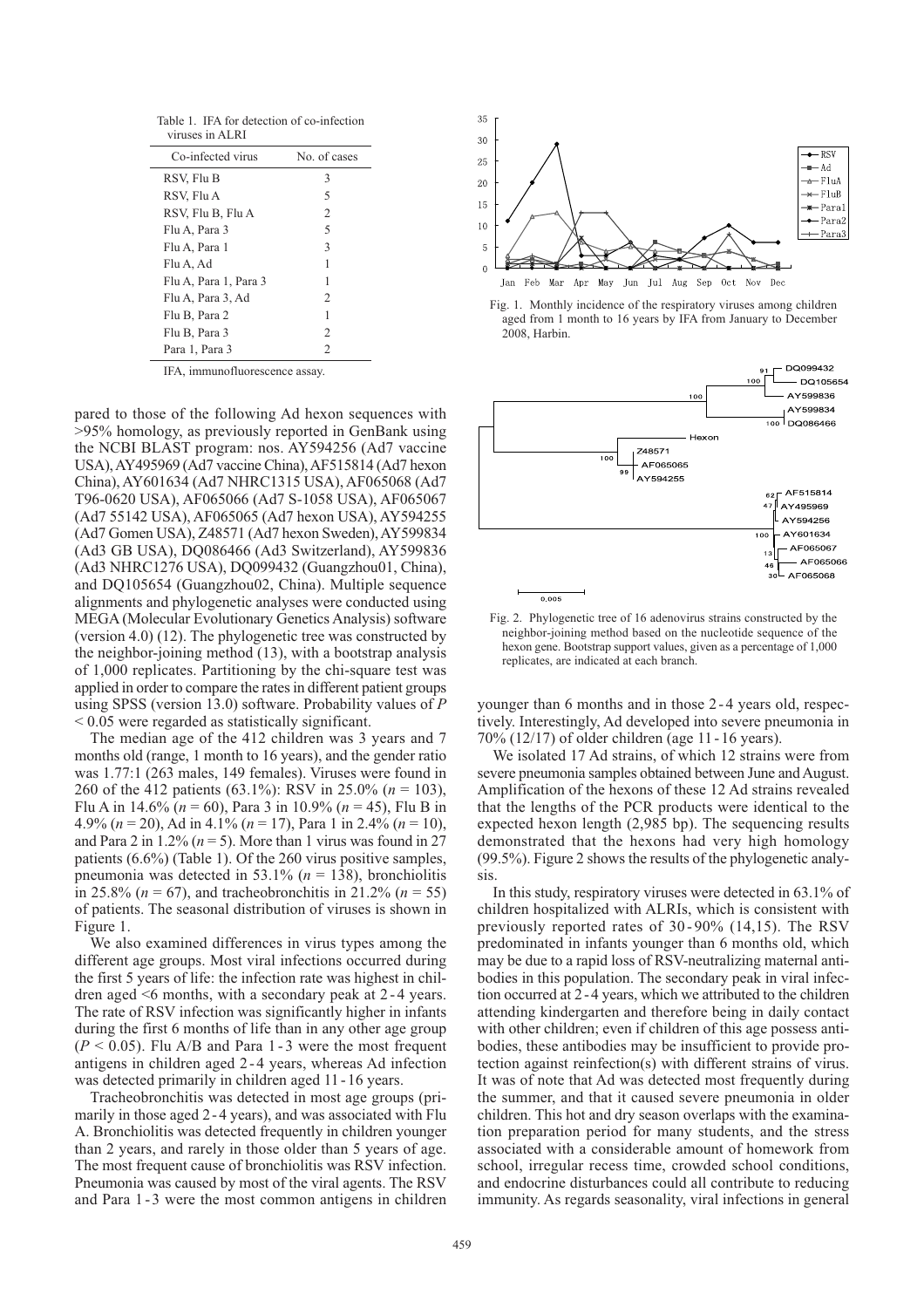Table 1. IFA for detection of co-infection viruses in ALRI

| Co-infected virus | No. of cases |
|---|---|
| RSV, Flu B | 3 |
| RSV, Flu A | 5 |
| RSV, Flu B, Flu A | 2 |
| Flu A, Para 3 | 5 |
| Flu A, Para 1 | 3 |
| Flu A, Ad | 1 |
| Flu A, Para 1, Para 3 | 1 |
| Flu A, Para 3, Ad | 2 |
| Flu B, Para 2 | 1 |
| Flu B, Para 3 | 2 |
| Para 1, Para 3 | 2 |

IFA, immunofluorescence assay.

pared to those of the following Ad hexon sequences with >95% homology, as previously reported in GenBank using the NCBI BLAST program: nos. AY594256 (Ad7 vaccine USA), AY495969 (Ad7 vaccine China), AF515814 (Ad7 hexon China), AY601634 (Ad7 NHRC1315 USA), AF065068 (Ad7 T96-0620 USA), AF065066 (Ad7 S-1058 USA), AF065067 (Ad7 55142 USA), AF065065 (Ad7 hexon USA), AY594255 (Ad7 Gomen USA), Z48571 (Ad7 hexon Sweden), AY599834 (Ad3 GB USA), DQ086466 (Ad3 Switzerland), AY599836 (Ad3 NHRC1276 USA), DQ099432 (Guangzhou01, China), and DQ105654 (Guangzhou02, China). Multiple sequence alignments and phylogenetic analyses were conducted using MEGA (Molecular Evolutionary Genetics Analysis) software (version 4.0) (12). The phylogenetic tree was constructed by the neighbor-joining method (13), with a bootstrap analysis of 1,000 replicates. Partitioning by the chi-square test was applied in order to compare the rates in different patient groups using SPSS (version 13.0) software. Probability values of $P < 0.05$ were regarded as statistically significant.

The median age of the 412 children was 3 years and 7 months old (range, 1 month to 16 years), and the gender ratio was 1.77:1 (263 males, 149 females). Viruses were found in 260 of the 412 patients (63.1%): RSV in 25.0% ($n = 103$), Flu A in 14.6% ($n = 60$), Para 3 in 10.9% ($n = 45$), Flu B in 4.9% ($n = 20$), Ad in 4.1% ($n = 17$), Para 1 in 2.4% ($n = 10$), and Para 2 in 1.2% ($n = 5$). More than 1 virus was found in 27 patients (6.6%) (Table 1). Of the 260 virus positive samples, pneumonia was detected in 53.1% ($n = 138$), bronchiolitis in 25.8% ($n = 67$), and tracheobronchitis in 21.2% ($n = 55$) of patients. The seasonal distribution of viruses is shown in Figure 1.

We also examined differences in virus types among the different age groups. Most viral infections occurred during the first 5 years of life: the infection rate was highest in children aged <6 months, with a secondary peak at 2 - 4 years. The rate of RSV infection was significantly higher in infants during the first 6 months of life than in any other age group ($P < 0.05$). Flu A/B and Para 1 - 3 were the most frequent antigens in children aged 2 - 4 years, whereas Ad infection was detected primarily in children aged 11 - 16 years.

Tracheobronchitis was detected in most age groups (primarily in those aged 2 - 4 years), and was associated with Flu A. Bronchiolitis was detected frequently in children younger than 2 years, and rarely in those older than 5 years of age. The most frequent cause of bronchiolitis was RSV infection. Pneumonia was caused by most of the viral agents. The RSV and Para 1 - 3 were the most common antigens in children younger than 6 months and in those 2 - 4 years old, respectively. Interestingly, Ad developed into severe pneumonia in 70% (12/17) of older children (age 11 - 16 years).

Fig. 1. Monthly incidence of the respiratory viruses among children aged from 1 month to 16 years by IFA from January to December 2008, Harbin.

Fig. 2. Phylogenetic tree of 16 adenovirus strains constructed by the neighbor-joining method based on the nucleotide sequence of the hexon gene. Bootstrap support values, given as a percentage of 1,000 replicates, are indicated at each branch.

We isolated 17 Ad strains, of which 12 strains were from severe pneumonia samples obtained between June and August. Amplification of the hexons of these 12 Ad strains revealed that the lengths of the PCR products were identical to the expected hexon length (2,985 bp). The sequencing results demonstrated that the hexons had very high homology (99.5%). Figure 2 shows the results of the phylogenetic analysis.

In this study, respiratory viruses were detected in 63.1% of children hospitalized with ALRIs, which is consistent with previously reported rates of 30 - 90% (14,15). The RSV predominated in infants younger than 6 months old, which may be due to a rapid loss of RSV-neutralizing maternal antibodies in this population. The secondary peak in viral infection occurred at 2 - 4 years, which we attributed to the children attending kindergarten and therefore being in daily contact with other children; even if children of this age possess antibodies, these antibodies may be insufficient to provide protection against reinfection(s) with different strains of virus. It was of note that Ad was detected most frequently during the summer, and that it caused severe pneumonia in older children. This hot and dry season overlaps with the examination preparation period for many students, and the stress associated with a considerable amount of homework from school, irregular recess time, crowded school conditions, and endocrine disturbances could all contribute to reducing immunity. As regards seasonality, viral infections in general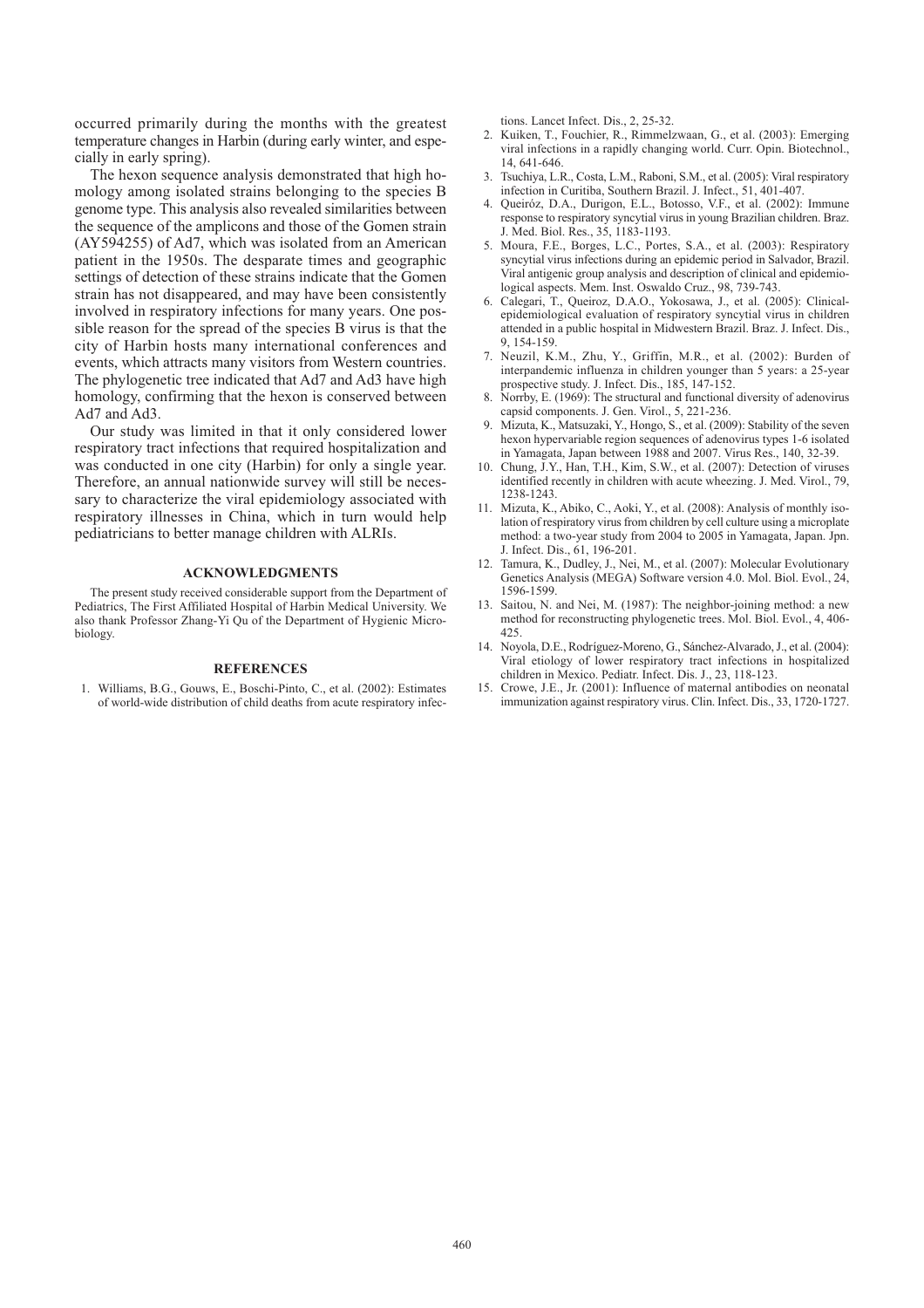occurred primarily during the months with the greatest temperature changes in Harbin (during early winter, and especially in early spring).

The hexon sequence analysis demonstrated that high homology among isolated strains belonging to the species B genome type. This analysis also revealed similarities between the sequence of the amplicons and those of the Gomen strain (AY594255) of Ad7, which was isolated from an American patient in the 1950s. The desparate times and geographic settings of detection of these strains indicate that the Gomen strain has not disappeared, and may have been consistently involved in respiratory infections for many years. One possible reason for the spread of the species B virus is that the city of Harbin hosts many international conferences and events, which attracts many visitors from Western countries. The phylogenetic tree indicated that Ad7 and Ad3 have high homology, confirming that the hexon is conserved between Ad7 and Ad3.

Our study was limited in that it only considered lower respiratory tract infections that required hospitalization and was conducted in one city (Harbin) for only a single year. Therefore, an annual nationwide survey will still be necessary to characterize the viral epidemiology associated with respiratory illnesses in China, which in turn would help pediatricians to better manage children with ALRIs.

## ACKNOWLEDGMENTS

The present study received considerable support from the Department of Pediatrics, The First Affiliated Hospital of Harbin Medical University. We also thank Professor Zhang-Yi Qu of the Department of Hygienic Microbiology.

## REFERENCES

1. Williams, B.G., Gouws, E., Boschi-Pinto, C., et al. (2002): Estimates of world-wide distribution of child deaths from acute respiratory infections. Lancet Infect. Dis., 2, 25-32.
2. Kuiken, T., Fouchier, R., Rimmelzwaan, G., et al. (2003): Emerging viral infections in a rapidly changing world. Curr. Opin. Biotechnol., 14, 641-646.
3. Tsuchiya, L.R., Costa, L.M., Raboni, S.M., et al. (2005): Viral respiratory infection in Curitiba, Southern Brazil. J. Infect., 51, 401-407.
4. Queiróz, D.A., Durigon, E.L., Botosso, V.F., et al. (2002): Immune response to respiratory syncytial virus in young Brazilian children. Braz. J. Med. Biol. Res., 35, 1183-1193.
5. Moura, F.E., Borges, L.C., Portes, S.A., et al. (2003): Respiratory syncytial virus infections during an epidemic period in Salvador, Brazil. Viral antigenic group analysis and description of clinical and epidemiological aspects. Mem. Inst. Oswaldo Cruz., 98, 739-743.
6. Calegari, T., Queiroz, D.A.O., Yokosawa, J., et al. (2005): Clinical-epidemiological evaluation of respiratory syncytial virus in children attended in a public hospital in Midwestern Brazil. Braz. J. Infect. Dis., 9, 154-159.
7. Neuzil, K.M., Zhu, Y., Griffin, M.R., et al. (2002): Burden of interpandemic influenza in children younger than 5 years: a 25-year prospective study. J. Infect. Dis., 185, 147-152.
8. Norrby, E. (1969): The structural and functional diversity of adenovirus capsid components. J. Gen. Virol., 5, 221-236.
9. Mizuta, K., Matsuzaki, Y., Hongo, S., et al. (2009): Stability of the seven hexon hypervariable region sequences of adenovirus types 1-6 isolated in Yamagata, Japan between 1988 and 2007. Virus Res., 140, 32-39.
10. Chung, J.Y., Han, T.H., Kim, S.W., et al. (2007): Detection of viruses identified recently in children with acute wheezing. J. Med. Virol., 79, 1238-1243.
11. Mizuta, K., Abiko, C., Aoki, Y., et al. (2008): Analysis of monthly isolation of respiratory virus from children by cell culture using a microplate method: a two-year study from 2004 to 2005 in Yamagata, Japan. Jpn. J. Infect. Dis., 61, 196-201.
12. Tamura, K., Dudley, J., Nei, M., et al. (2007): Molecular Evolutionary Genetics Analysis (MEGA) Software version 4.0. Mol. Biol. Evol., 24, 1596-1599.
13. Saitou, N. and Nei, M. (1987): The neighbor-joining method: a new method for reconstructing phylogenetic trees. Mol. Biol. Evol., 4, 406-425.
14. Noyola, D.E., Rodríguez-Moreno, G., Sánchez-Alvarado, J., et al. (2004): Viral etiology of lower respiratory tract infections in hospitalized children in Mexico. Pediatr. Infect. Dis. J., 23, 118-123.
15. Crowe, J.E., Jr. (2001): Influence of maternal antibodies on neonatal immunization against respiratory virus. Clin. Infect. Dis., 33, 1720-1727.